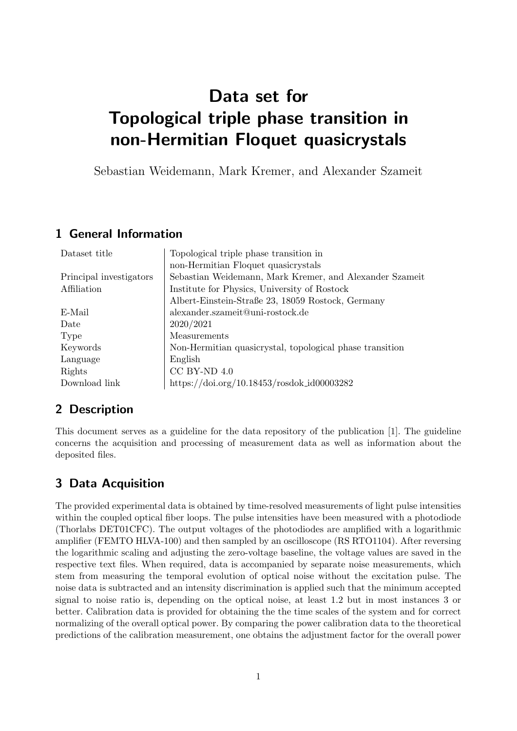# Data set for Topological triple phase transition in non-Hermitian Floquet quasicrystals

Sebastian Weidemann, Mark Kremer, and Alexander Szameit

## 1 General Information

| | |
|---|---|
| Dataset title | Topological triple phase transition in non-Hermitian Floquet quasicrystals |
| Principal investigators | Sebastian Weidemann, Mark Kremer, and Alexander Szameit |
| Affiliation | Institute for Physics, University of Rostock<br>Albert-Einstein-Straße 23, 18059 Rostock, Germany |
| E-Mail | alexander.szameit@uni-rostock.de |
| Date | 2020/2021 |
| Type | Measurements |
| Keywords | Non-Hermitian quasicrystal, topological phase transition |
| Language | English |
| Rights | CC BY-ND 4.0 |
| Download link | https://doi.org/10.18453/rosdok_id00003282 |

## 2 Description

This document serves as a guideline for the data repository of the publication [1]. The guideline concerns the acquisition and processing of measurement data as well as information about the deposited files.

## 3 Data Acquisition

The provided experimental data is obtained by time-resolved measurements of light pulse intensities within the coupled optical fiber loops. The pulse intensities have been measured with a photodiode (Thorlabs DET01CFC). The output voltages of the photodiodes are amplified with a logarithmic amplifier (FEMTO HLVA-100) and then sampled by an oscilloscope (RS RTO1104). After reversing the logarithmic scaling and adjusting the zero-voltage baseline, the voltage values are saved in the respective text files. When required, data is accompanied by separate noise measurements, which stem from measuring the temporal evolution of optical noise without the excitation pulse. The noise data is subtracted and an intensity discrimination is applied such that the minimum accepted signal to noise ratio is, depending on the optical noise, at least 1.2 but in most instances 3 or better. Calibration data is provided for obtaining the the time scales of the system and for correct normalizing of the overall optical power. By comparing the power calibration data to the theoretical predictions of the calibration measurement, one obtains the adjustment factor for the overall power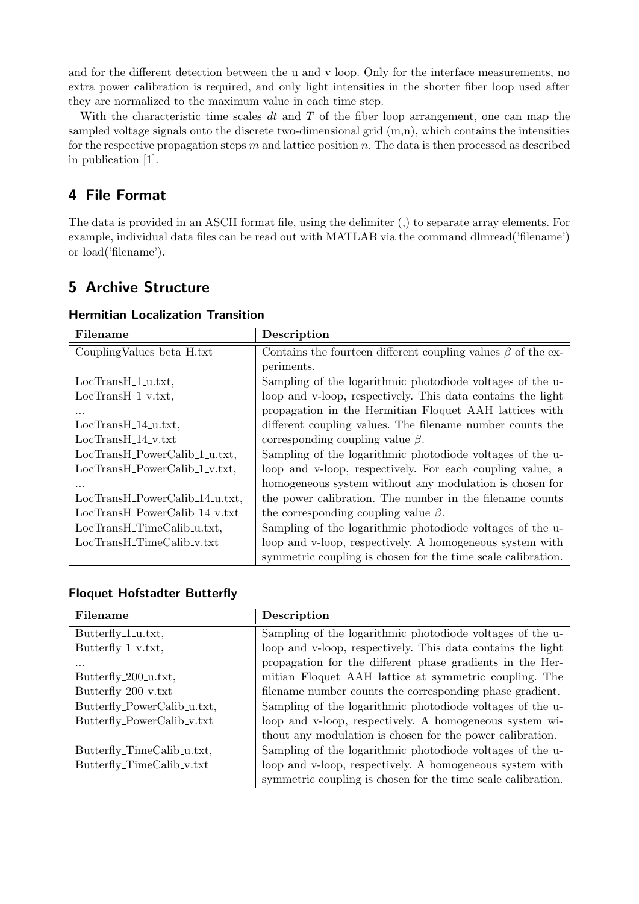and for the different detection between the u and v loop. Only for the interface measurements, no extra power calibration is required, and only light intensities in the shorter fiber loop used after they are normalized to the maximum value in each time step.

With the characteristic time scales $dt$ and $T$ of the fiber loop arrangement, one can map the sampled voltage signals onto the discrete two-dimensional grid (m,n), which contains the intensities for the respective propagation steps $m$ and lattice position $n$. The data is then processed as described in publication [1].

## 4 File Format

The data is provided in an ASCII format file, using the delimiter (,) to separate array elements. For example, individual data files can be read out with MATLAB via the command dlmread('filename') or load('filename').

## 5 Archive Structure

### Hermitian Localization Transition

| Filename | Description |
|---|---|
| CouplingValues_beta_H.txt | Contains the fourteen different coupling values $\beta$ of the experiments. |
| LocTransH_1_u.txt, LocTransH_1_v.txt, ... LocTransH_14_u.txt, LocTransH_14_v.txt | Sampling of the logarithmic photodiode voltages of the u-loop and v-loop, respectively. This data contains the light propagation in the Hermitian Floquet AAH lattices with different coupling values. The filename number counts the corresponding coupling value $\beta$. |
| LocTransH_PowerCalib_1_u.txt, LocTransH_PowerCalib_1_v.txt, ... LocTransH_PowerCalib_14_u.txt, LocTransH_PowerCalib_14_v.txt | Sampling of the logarithmic photodiode voltages of the u-loop and v-loop, respectively. For each coupling value, a homogeneous system without any modulation is chosen for the power calibration. The number in the filename counts the corresponding coupling value $\beta$. |
| LocTransH_TimeCalib_u.txt, LocTransH_TimeCalib_v.txt | Sampling of the logarithmic photodiode voltages of the u-loop and v-loop, respectively. A homogeneous system with symmetric coupling is chosen for the time scale calibration. |

### Floquet Hofstadter Butterfly

| Filename | Description |
|---|---|
| Butterfly_1_u.txt, Butterfly_1_v.txt, ... Butterfly_200_u.txt, Butterfly_200_v.txt | Sampling of the logarithmic photodiode voltages of the u-loop and v-loop, respectively. This data contains the light propagation for the different phase gradients in the Hermitian Floquet AAH lattice at symmetric coupling. The filename number counts the corresponding phase gradient. |
| Butterfly_PowerCalib_u.txt, Butterfly_PowerCalib_v.txt | Sampling of the logarithmic photodiode voltages of the u-loop and v-loop, respectively. A homogeneous system without any modulation is chosen for the power calibration. |
| Butterfly_TimeCalib_u.txt, Butterfly_TimeCalib_v.txt | Sampling of the logarithmic photodiode voltages of the u-loop and v-loop, respectively. A homogeneous system with symmetric coupling is chosen for the time scale calibration. |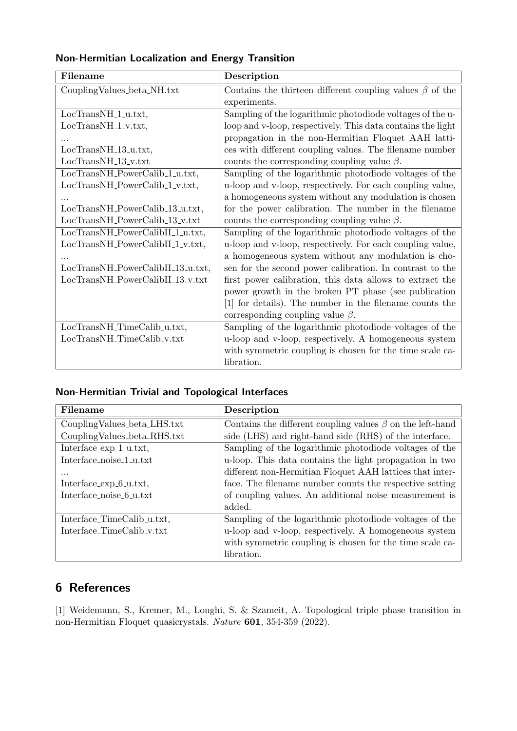### Non-Hermitian Localization and Energy Transition

| Filename | Description |
|---|---|
| CouplingValues_beta_NH.txt | Contains the thirteen different coupling values $\beta$ of the experiments. |
| LocTransNH_1_u.txt, LocTransNH_1_v.txt, ... LocTransNH_13_u.txt, LocTransNH_13_v.txt | Sampling of the logarithmic photodiode voltages of the u-loop and v-loop, respectively. This data contains the light propagation in the non-Hermitian Floquet AAH lattices with different coupling values. The filename number counts the corresponding coupling value $\beta$. |
| LocTransNH_PowerCalib_1_u.txt, LocTransNH_PowerCalib_1_v.txt, ... LocTransNH_PowerCalib_13_u.txt, LocTransNH_PowerCalib_13_v.txt | Sampling of the logarithmic photodiode voltages of the u-loop and v-loop, respectively. For each coupling value, a homogeneous system without any modulation is chosen for the power calibration. The number in the filename counts the corresponding coupling value $\beta$. |
| LocTransNH_PowerCalibII_1_u.txt, LocTransNH_PowerCalibII_1_v.txt, ... LocTransNH_PowerCalibII_13_u.txt, LocTransNH_PowerCalibII_13_v.txt | Sampling of the logarithmic photodiode voltages of the u-loop and v-loop, respectively. For each coupling value, a homogeneous system without any modulation is chosen for the second power calibration. In contrast to the first power calibration, this data allows to extract the power growth in the broken PT phase (see publication [1] for details). The number in the filename counts the corresponding coupling value $\beta$. |
| LocTransNH_TimeCalib_u.txt, LocTransNH_TimeCalib_v.txt | Sampling of the logarithmic photodiode voltages of the u-loop and v-loop, respectively. A homogeneous system with symmetric coupling is chosen for the time scale calibration. |

### Non-Hermitian Trivial and Topological Interfaces

| Filename | Description |
|---|---|
| CouplingValues_beta_LHS.txt CouplingValues_beta_RHS.txt | Contains the different coupling values $\beta$ on the left-hand side (LHS) and right-hand side (RHS) of the interface. |
| Interface_exp_1_u.txt, Interface_noise_1_u.txt ... Interface_exp_6_u.txt, Interface_noise_6_u.txt | Sampling of the logarithmic photodiode voltages of the u-loop. This data contains the light propagation in two different non-Hermitian Floquet AAH lattices that interface. The filename number counts the respective setting of coupling values. An additional noise measurement is added. |
| Interface_TimeCalib_u.txt, Interface_TimeCalib_v.txt | Sampling of the logarithmic photodiode voltages of the u-loop and v-loop, respectively. A homogeneous system with symmetric coupling is chosen for the time scale calibration. |

## 6 References

[1] Weidemann, S., Kremer, M., Longhi, S. & Szameit, A. Topological triple phase transition in non-Hermitian Floquet quasicrystals. *Nature* **601**, 354-359 (2022).